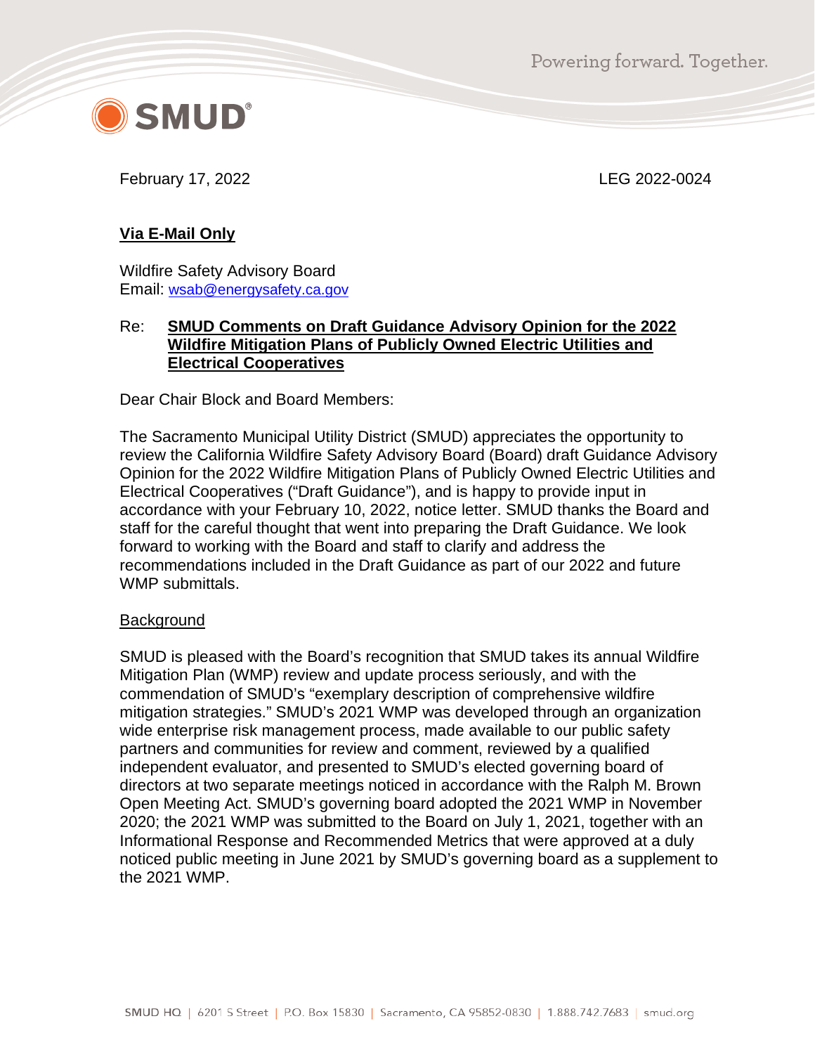February 17, 2022 LEG 2022-0024

**Via E-Mail Only**

Wildfire Safety Advisory Board
Email: wsab@energysafety.ca.gov

Re: **SMUD Comments on Draft Guidance Advisory Opinion for the 2022 Wildfire Mitigation Plans of Publicly Owned Electric Utilities and Electrical Cooperatives**

Dear Chair Block and Board Members:

The Sacramento Municipal Utility District (SMUD) appreciates the opportunity to review the California Wildfire Safety Advisory Board (Board) draft Guidance Advisory Opinion for the 2022 Wildfire Mitigation Plans of Publicly Owned Electric Utilities and Electrical Cooperatives ("Draft Guidance"), and is happy to provide input in accordance with your February 10, 2022, notice letter. SMUD thanks the Board and staff for the careful thought that went into preparing the Draft Guidance. We look forward to working with the Board and staff to clarify and address the recommendations included in the Draft Guidance as part of our 2022 and future WMP submittals.

Background

SMUD is pleased with the Board's recognition that SMUD takes its annual Wildfire Mitigation Plan (WMP) review and update process seriously, and with the commendation of SMUD's "exemplary description of comprehensive wildfire mitigation strategies." SMUD's 2021 WMP was developed through an organization wide enterprise risk management process, made available to our public safety partners and communities for review and comment, reviewed by a qualified independent evaluator, and presented to SMUD's elected governing board of directors at two separate meetings noticed in accordance with the Ralph M. Brown Open Meeting Act. SMUD's governing board adopted the 2021 WMP in November 2020; the 2021 WMP was submitted to the Board on July 1, 2021, together with an Informational Response and Recommended Metrics that were approved at a duly noticed public meeting in June 2021 by SMUD's governing board as a supplement to the 2021 WMP.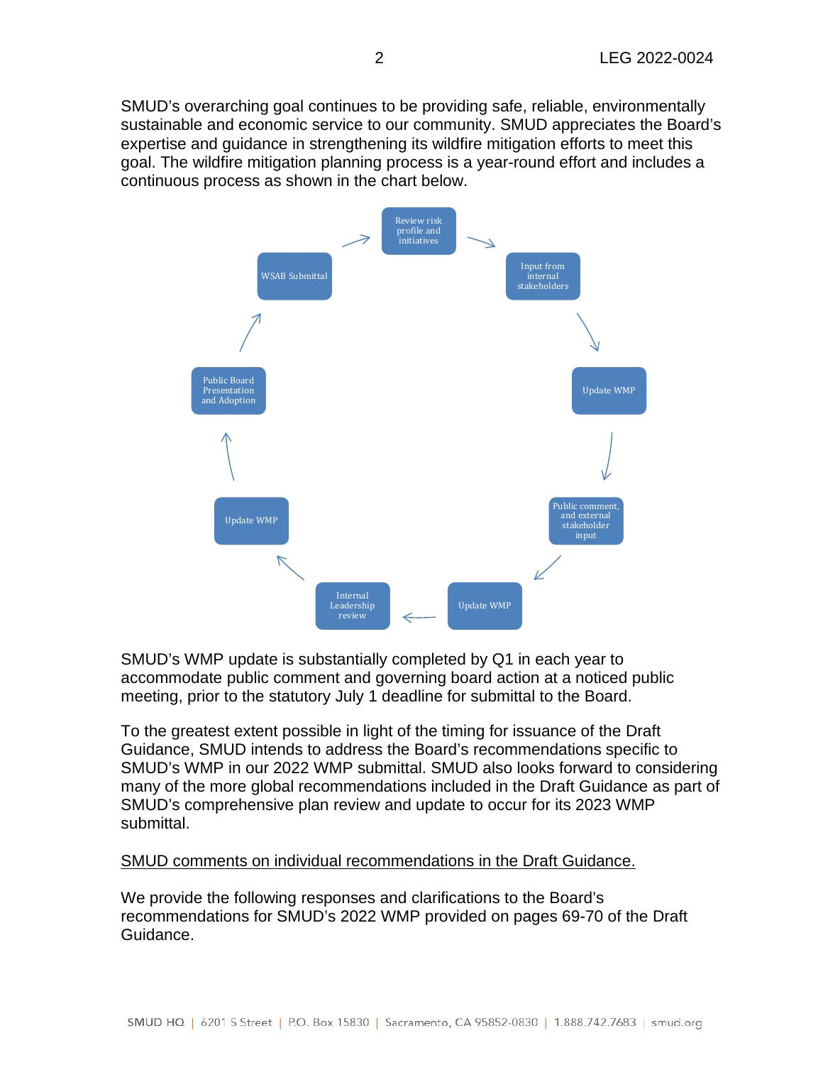SMUD's overarching goal continues to be providing safe, reliable, environmentally sustainable and economic service to our community. SMUD appreciates the Board's expertise and guidance in strengthening its wildfire mitigation efforts to meet this goal. The wildfire mitigation planning process is a year-round effort and includes a continuous process as shown in the chart below.

Review risk profile and initiatives → Input from internal stakeholders → Update WMP → Public comment, and external stakeholder input → Update WMP → Internal Leadership review → Update WMP → Public Board Presentation and Adoption → WSAB Submittal → Review risk profile and initiatives

SMUD's WMP update is substantially completed by Q1 in each year to accommodate public comment and governing board action at a noticed public meeting, prior to the statutory July 1 deadline for submittal to the Board.

To the greatest extent possible in light of the timing for issuance of the Draft Guidance, SMUD intends to address the Board's recommendations specific to SMUD's WMP in our 2022 WMP submittal. SMUD also looks forward to considering many of the more global recommendations included in the Draft Guidance as part of SMUD's comprehensive plan review and update to occur for its 2023 WMP submittal.

<u>SMUD comments on individual recommendations in the Draft Guidance.</u>

We provide the following responses and clarifications to the Board's recommendations for SMUD's 2022 WMP provided on pages 69-70 of the Draft Guidance.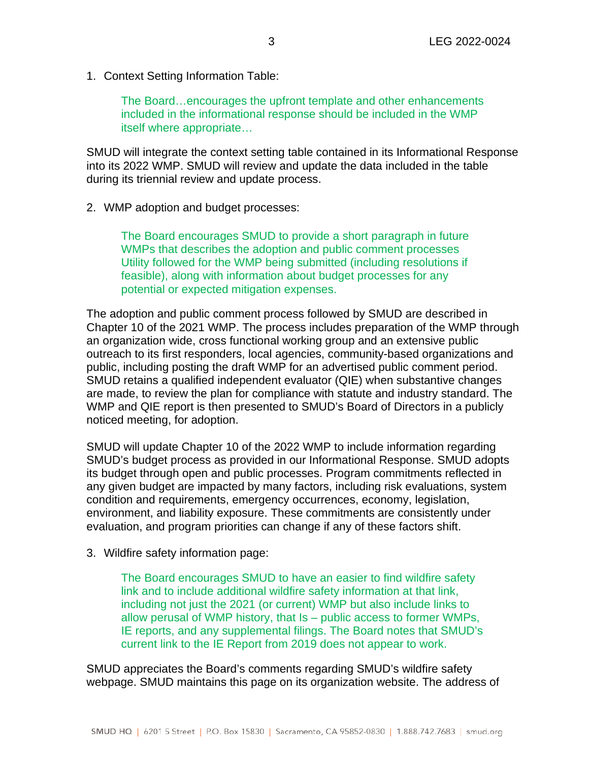1. Context Setting Information Table:

   > The Board…encourages the upfront template and other enhancements included in the informational response should be included in the WMP itself where appropriate…

SMUD will integrate the context setting table contained in its Informational Response into its 2022 WMP. SMUD will review and update the data included in the table during its triennial review and update process.

2. WMP adoption and budget processes:

   > The Board encourages SMUD to provide a short paragraph in future WMPs that describes the adoption and public comment processes Utility followed for the WMP being submitted (including resolutions if feasible), along with information about budget processes for any potential or expected mitigation expenses.

The adoption and public comment process followed by SMUD are described in Chapter 10 of the 2021 WMP. The process includes preparation of the WMP through an organization wide, cross functional working group and an extensive public outreach to its first responders, local agencies, community-based organizations and public, including posting the draft WMP for an advertised public comment period. SMUD retains a qualified independent evaluator (QIE) when substantive changes are made, to review the plan for compliance with statute and industry standard. The WMP and QIE report is then presented to SMUD's Board of Directors in a publicly noticed meeting, for adoption.

SMUD will update Chapter 10 of the 2022 WMP to include information regarding SMUD's budget process as provided in our Informational Response. SMUD adopts its budget through open and public processes. Program commitments reflected in any given budget are impacted by many factors, including risk evaluations, system condition and requirements, emergency occurrences, economy, legislation, environment, and liability exposure. These commitments are consistently under evaluation, and program priorities can change if any of these factors shift.

3. Wildfire safety information page:

   > The Board encourages SMUD to have an easier to find wildfire safety link and to include additional wildfire safety information at that link, including not just the 2021 (or current) WMP but also include links to allow perusal of WMP history, that Is – public access to former WMPs, IE reports, and any supplemental filings. The Board notes that SMUD's current link to the IE Report from 2019 does not appear to work.

SMUD appreciates the Board's comments regarding SMUD's wildfire safety webpage. SMUD maintains this page on its organization website. The address of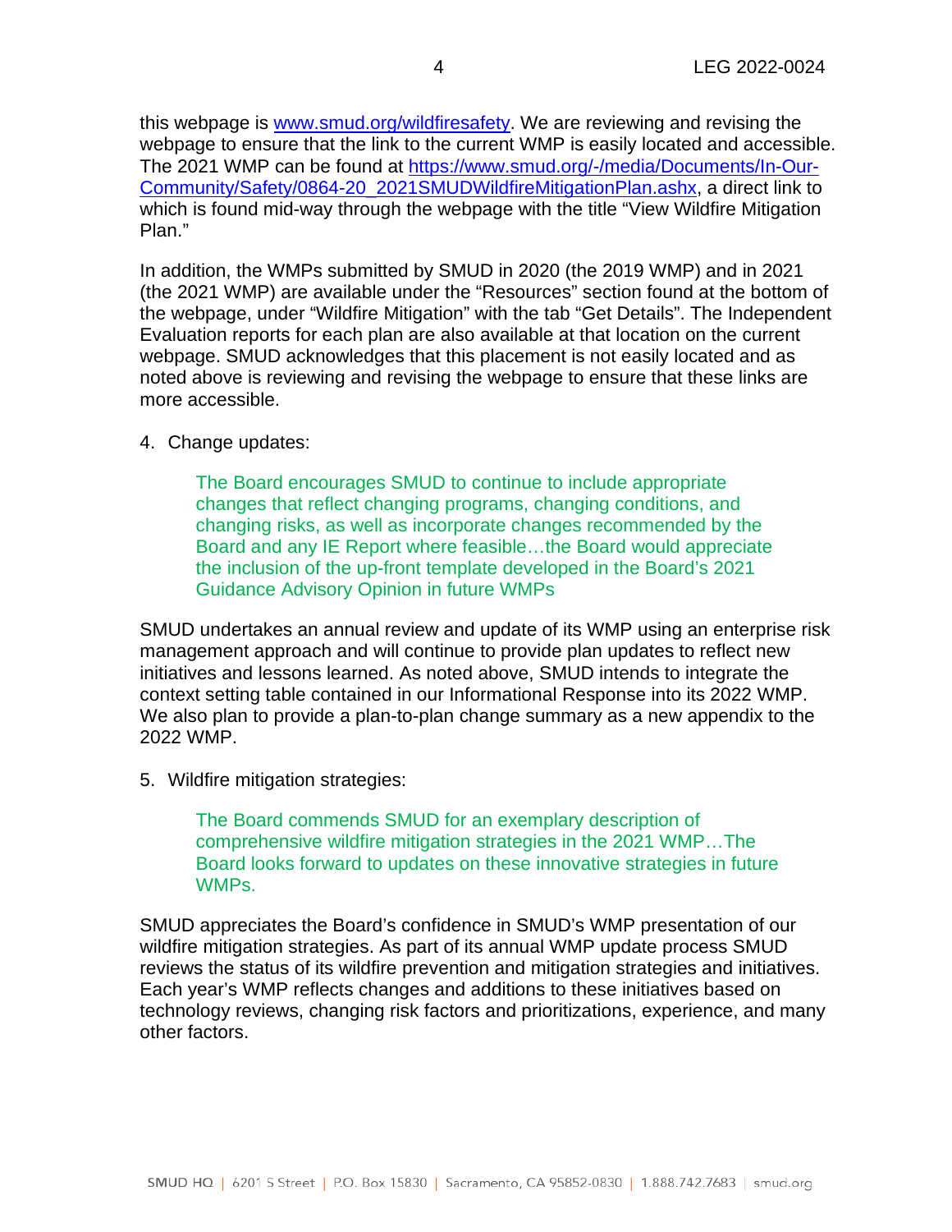this webpage is [www.smud.org/wildfiresafety](http://www.smud.org/wildfiresafety). We are reviewing and revising the webpage to ensure that the link to the current WMP is easily located and accessible. The 2021 WMP can be found at [https://www.smud.org/-/media/Documents/In-Our-Community/Safety/0864-20_2021SMUDWildfireMitigationPlan.ashx](https://www.smud.org/-/media/Documents/In-Our-Community/Safety/0864-20_2021SMUDWildfireMitigationPlan.ashx), a direct link to which is found mid-way through the webpage with the title "View Wildfire Mitigation Plan."

In addition, the WMPs submitted by SMUD in 2020 (the 2019 WMP) and in 2021 (the 2021 WMP) are available under the "Resources" section found at the bottom of the webpage, under "Wildfire Mitigation" with the tab "Get Details". The Independent Evaluation reports for each plan are also available at that location on the current webpage. SMUD acknowledges that this placement is not easily located and as noted above is reviewing and revising the webpage to ensure that these links are more accessible.

4. Change updates:

> The Board encourages SMUD to continue to include appropriate changes that reflect changing programs, changing conditions, and changing risks, as well as incorporate changes recommended by the Board and any IE Report where feasible…the Board would appreciate the inclusion of the up-front template developed in the Board's 2021 Guidance Advisory Opinion in future WMPs

SMUD undertakes an annual review and update of its WMP using an enterprise risk management approach and will continue to provide plan updates to reflect new initiatives and lessons learned. As noted above, SMUD intends to integrate the context setting table contained in our Informational Response into its 2022 WMP. We also plan to provide a plan-to-plan change summary as a new appendix to the 2022 WMP.

5. Wildfire mitigation strategies:

> The Board commends SMUD for an exemplary description of comprehensive wildfire mitigation strategies in the 2021 WMP…The Board looks forward to updates on these innovative strategies in future WMPs.

SMUD appreciates the Board's confidence in SMUD's WMP presentation of our wildfire mitigation strategies. As part of its annual WMP update process SMUD reviews the status of its wildfire prevention and mitigation strategies and initiatives. Each year's WMP reflects changes and additions to these initiatives based on technology reviews, changing risk factors and prioritizations, experience, and many other factors.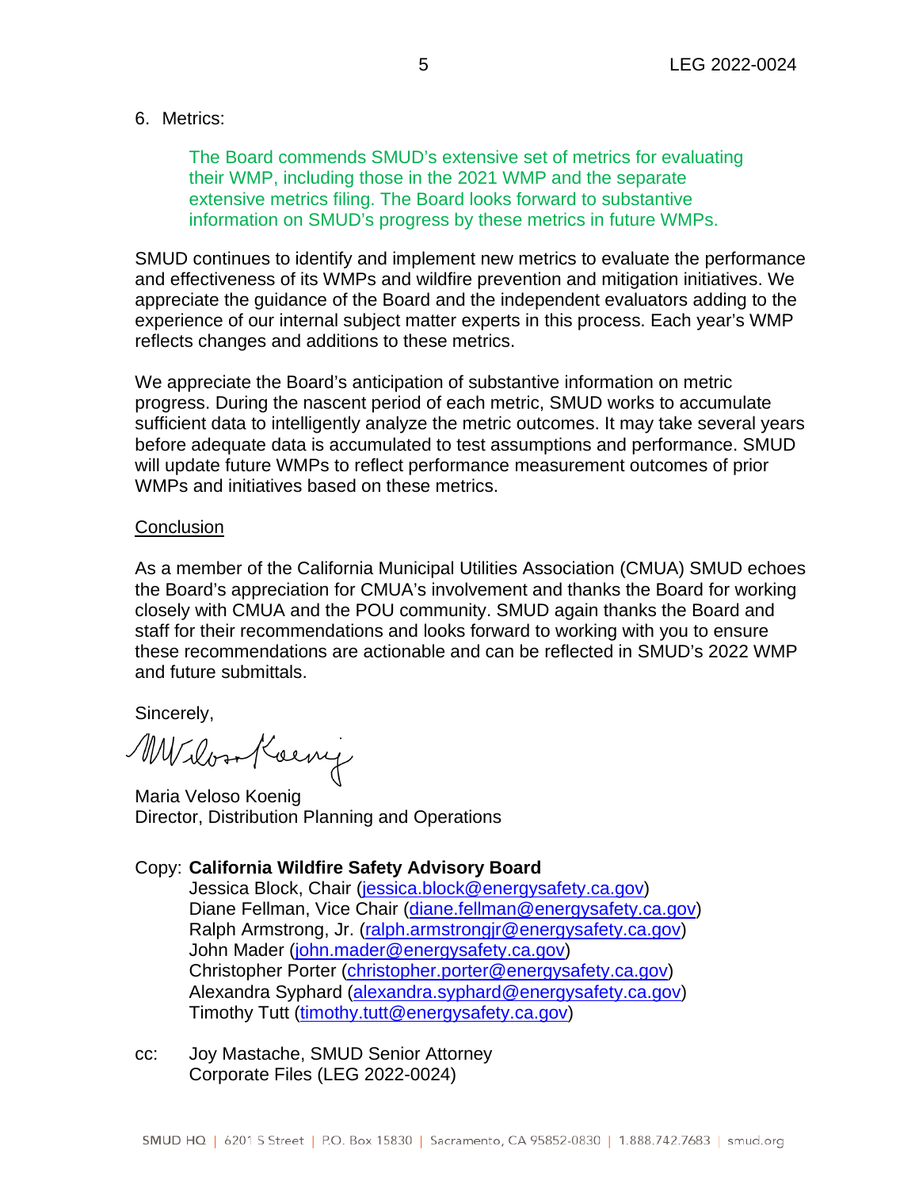6. Metrics:

 The Board commends SMUD's extensive set of metrics for evaluating their WMP, including those in the 2021 WMP and the separate extensive metrics filing. The Board looks forward to substantive information on SMUD's progress by these metrics in future WMPs.

SMUD continues to identify and implement new metrics to evaluate the performance and effectiveness of its WMPs and wildfire prevention and mitigation initiatives. We appreciate the guidance of the Board and the independent evaluators adding to the experience of our internal subject matter experts in this process. Each year's WMP reflects changes and additions to these metrics.

We appreciate the Board's anticipation of substantive information on metric progress. During the nascent period of each metric, SMUD works to accumulate sufficient data to intelligently analyze the metric outcomes. It may take several years before adequate data is accumulated to test assumptions and performance. SMUD will update future WMPs to reflect performance measurement outcomes of prior WMPs and initiatives based on these metrics.

<u>Conclusion</u>

As a member of the California Municipal Utilities Association (CMUA) SMUD echoes the Board's appreciation for CMUA's involvement and thanks the Board for working closely with CMUA and the POU community. SMUD again thanks the Board and staff for their recommendations and looks forward to working with you to ensure these recommendations are actionable and can be reflected in SMUD's 2022 WMP and future submittals.

Sincerely,

Maria Veloso Koenig
Director, Distribution Planning and Operations

Copy: **California Wildfire Safety Advisory Board**
Jessica Block, Chair (jessica.block@energysafety.ca.gov)
Diane Fellman, Vice Chair (diane.fellman@energysafety.ca.gov)
Ralph Armstrong, Jr. (ralph.armstrongjr@energysafety.ca.gov)
John Mader (john.mader@energysafety.ca.gov)
Christopher Porter (christopher.porter@energysafety.ca.gov)
Alexandra Syphard (alexandra.syphard@energysafety.ca.gov)
Timothy Tutt (timothy.tutt@energysafety.ca.gov)

cc: Joy Mastache, SMUD Senior Attorney
Corporate Files (LEG 2022-0024)

SMUD HQ | 6201 S Street | P.O. Box 15830 | Sacramento, CA 95852-0830 | 1.888.742.7683 | smud.org